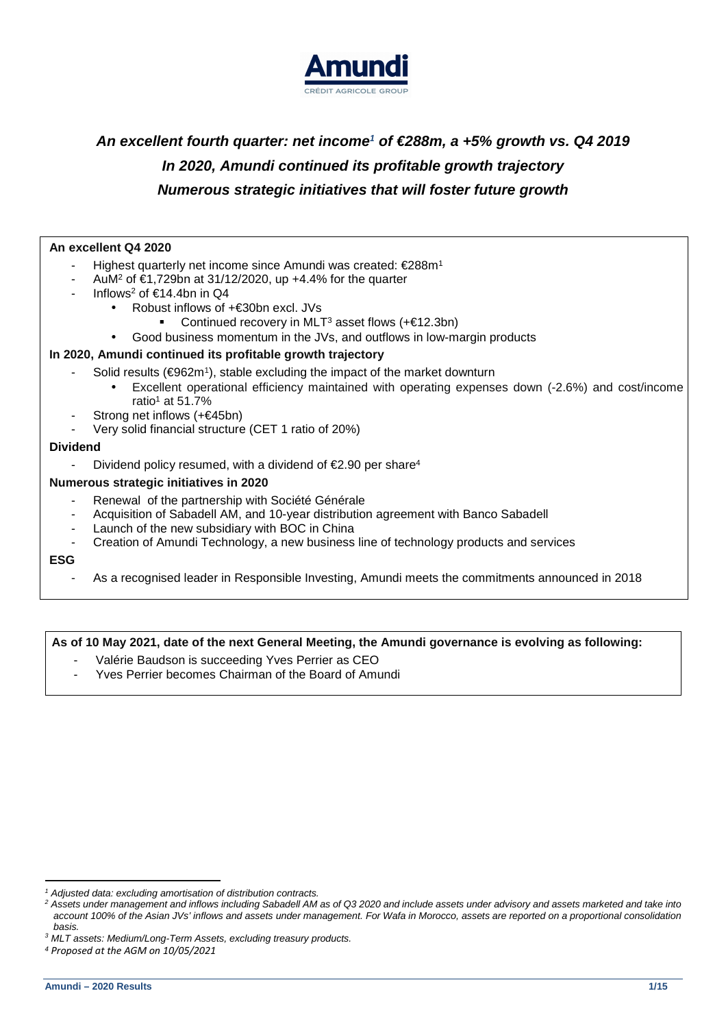***An excellent fourth quarter: net income[1] of €288m, a +5% growth vs. Q4 2019***

***In 2020, Amundi continued its profitable growth trajectory***

***Numerous strategic initiatives that will foster future growth***

**An excellent Q4 2020**

- Highest quarterly net income since Amundi was created: €288m[1]
- AuM[2] of €1,729bn at 31/12/2020, up +4.4% for the quarter
- Inflows[2] of €14.4bn in Q4
  - Robust inflows of +€30bn excl. JVs
    - Continued recovery in MLT[3] asset flows (+€12.3bn)
  - Good business momentum in the JVs, and outflows in low-margin products

**In 2020, Amundi continued its profitable growth trajectory**

- Solid results (€962m[1]), stable excluding the impact of the market downturn
  - Excellent operational efficiency maintained with operating expenses down (-2.6%) and cost/income ratio[1] at 51.7%
- Strong net inflows (+€45bn)
- Very solid financial structure (CET 1 ratio of 20%)

**Dividend**

- Dividend policy resumed, with a dividend of €2.90 per share[4]

**Numerous strategic initiatives in 2020**

- Renewal of the partnership with Société Générale
- Acquisition of Sabadell AM, and 10-year distribution agreement with Banco Sabadell
- Launch of the new subsidiary with BOC in China
- Creation of Amundi Technology, a new business line of technology products and services

**ESG**

- As a recognised leader in Responsible Investing, Amundi meets the commitments announced in 2018

**As of 10 May 2021, date of the next General Meeting, the Amundi governance is evolving as following:**

- Valérie Baudson is succeeding Yves Perrier as CEO
- Yves Perrier becomes Chairman of the Board of Amundi

---

*[1] Adjusted data: excluding amortisation of distribution contracts.*

*[2] Assets under management and inflows including Sabadell AM as of Q3 2020 and include assets under advisory and assets marketed and take into account 100% of the Asian JVs' inflows and assets under management. For Wafa in Morocco, assets are reported on a proportional consolidation basis.*

*[3] MLT assets: Medium/Long-Term Assets, excluding treasury products.*

*[4] Proposed at the AGM on 10/05/2021*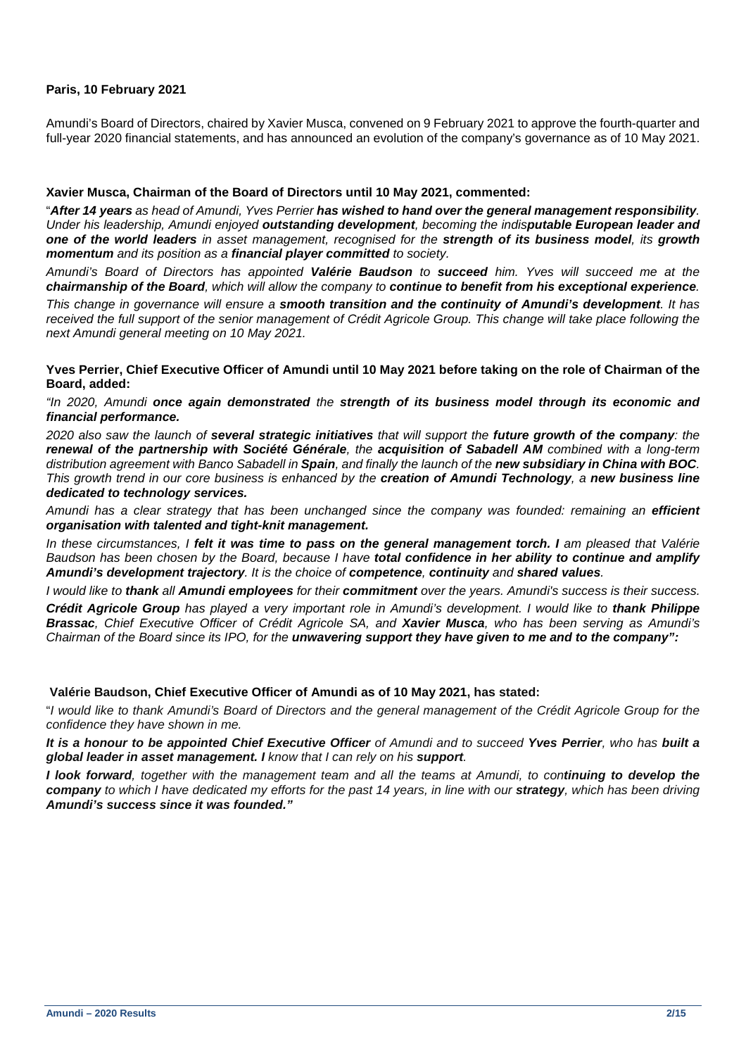**Paris, 10 February 2021**

Amundi's Board of Directors, chaired by Xavier Musca, convened on 9 February 2021 to approve the fourth-quarter and full-year 2020 financial statements, and has announced an evolution of the company's governance as of 10 May 2021.

**Xavier Musca, Chairman of the Board of Directors until 10 May 2021, commented:**

"***After 14 years*** *as head of Amundi, Yves Perrier* ***has wished to hand over the general management responsibility****. Under his leadership, Amundi enjoyed* ***outstanding development****, becoming the indis****putable European leader and one of the world leaders*** *in asset management, recognised for the* ***strength of its business model****, its* ***growth momentum*** *and its position as a* ***financial player committed*** *to society.*

*Amundi's Board of Directors has appointed* ***Valérie Baudson*** *to* ***succeed*** *him. Yves will succeed me at the* ***chairmanship of the Board****, which will allow the company to* ***continue to benefit from his exceptional experience****.*

*This change in governance will ensure a* ***smooth transition and the continuity of Amundi's development****. It has received the full support of the senior management of Crédit Agricole Group. This change will take place following the next Amundi general meeting on 10 May 2021.*

**Yves Perrier, Chief Executive Officer of Amundi until 10 May 2021 before taking on the role of Chairman of the Board, added:**

*"In 2020, Amundi* ***once again demonstrated*** *the* ***strength of its business model through its economic and financial performance.***

*2020 also saw the launch of* ***several strategic initiatives*** *that will support the* ***future growth of the company****: the* ***renewal of the partnership with Société Générale****, the* ***acquisition of Sabadell AM*** *combined with a long-term distribution agreement with Banco Sabadell in* ***Spain****, and finally the launch of the* ***new subsidiary in China with BOC****. This growth trend in our core business is enhanced by the* ***creation of Amundi Technology****, a* ***new business line dedicated to technology services.***

*Amundi has a clear strategy that has been unchanged since the company was founded: remaining an* ***efficient organisation with talented and tight-knit management.***

*In these circumstances, I* ***felt it was time to pass on the general management torch. I*** *am pleased that Valérie Baudson has been chosen by the Board, because I have* ***total confidence in her ability to continue and amplify Amundi's development trajectory****. It is the choice of* ***competence****,* ***continuity*** *and* ***shared values****.*

*I would like to* ***thank*** *all* ***Amundi employees*** *for their* ***commitment*** *over the years. Amundi's success is their success.*

***Crédit Agricole Group*** *has played a very important role in Amundi's development. I would like to* ***thank Philippe Brassac****, Chief Executive Officer of Crédit Agricole SA, and* ***Xavier Musca****, who has been serving as Amundi's Chairman of the Board since its IPO, for the* ***unwavering support they have given to me and to the company":***

**Valérie Baudson, Chief Executive Officer of Amundi as of 10 May 2021, has stated:**

"*I would like to thank Amundi's Board of Directors and the general management of the Crédit Agricole Group for the confidence they have shown in me.*

***It is a honour to be appointed Chief Executive Officer*** *of Amundi and to succeed* ***Yves Perrier****, who has* ***built a global leader in asset management. I*** *know that I can rely on his* ***support****.*

***I look forward****, together with the management team and all the teams at Amundi, to con****tinuing to develop the company*** *to which I have dedicated my efforts for the past 14 years, in line with our* ***strategy****, which has been driving* ***Amundi's success since it was founded."***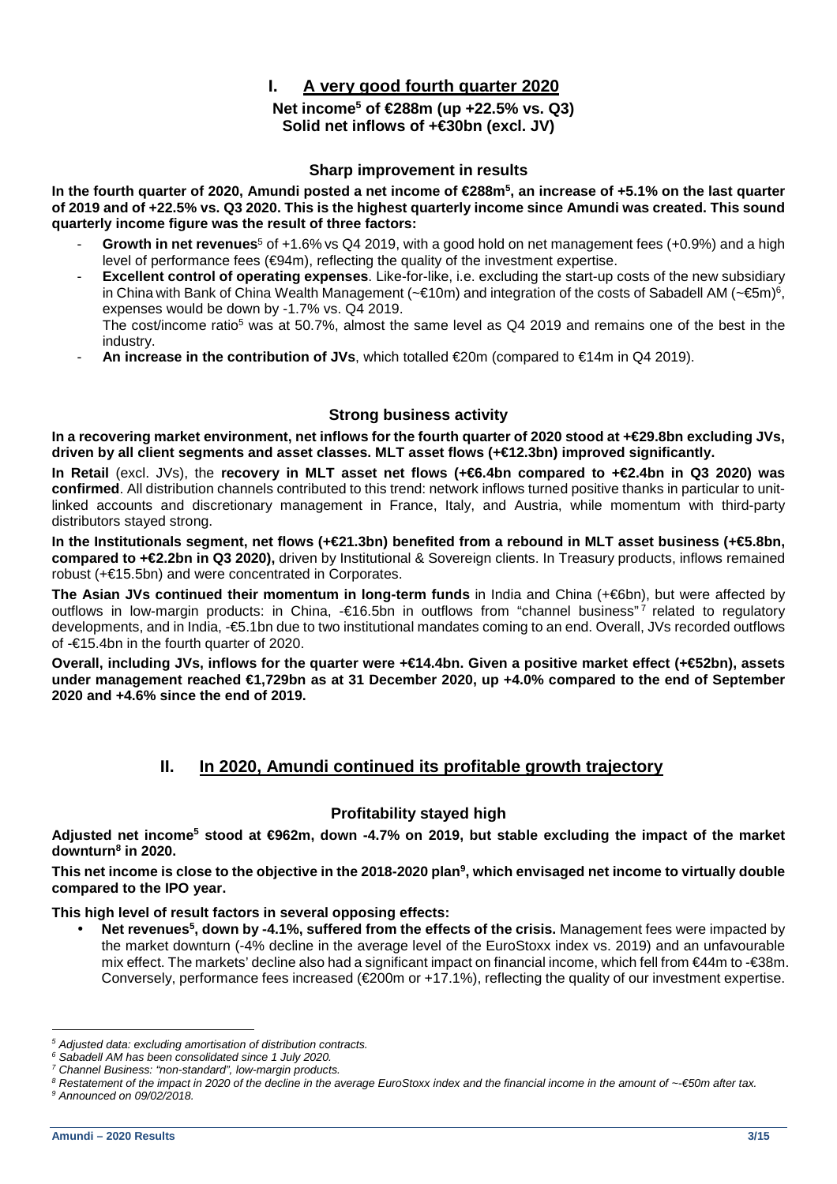# I. A very good fourth quarter 2020

**Net income[5] of €288m (up +22.5% vs. Q3)**
**Solid net inflows of +€30bn (excl. JV)**

### Sharp improvement in results

**In the fourth quarter of 2020, Amundi posted a net income of €288m[5], an increase of +5.1% on the last quarter of 2019 and of +22.5% vs. Q3 2020. This is the highest quarterly income since Amundi was created. This sound quarterly income figure was the result of three factors:**

- **Growth in net revenues**[5] of +1.6% vs Q4 2019, with a good hold on net management fees (+0.9%) and a high level of performance fees (€94m), reflecting the quality of the investment expertise.
- **Excellent control of operating expenses**. Like-for-like, i.e. excluding the start-up costs of the new subsidiary in China with Bank of China Wealth Management (~€10m) and integration of the costs of Sabadell AM (~€5m)[6], expenses would be down by -1.7% vs. Q4 2019.
  The cost/income ratio[5] was at 50.7%, almost the same level as Q4 2019 and remains one of the best in the industry.
- **An increase in the contribution of JVs**, which totalled €20m (compared to €14m in Q4 2019).

### Strong business activity

**In a recovering market environment, net inflows for the fourth quarter of 2020 stood at +€29.8bn excluding JVs, driven by all client segments and asset classes. MLT asset flows (+€12.3bn) improved significantly.**

**In Retail** (excl. JVs), the **recovery in MLT asset net flows (+€6.4bn compared to +€2.4bn in Q3 2020) was confirmed**. All distribution channels contributed to this trend: network inflows turned positive thanks in particular to unit-linked accounts and discretionary management in France, Italy, and Austria, while momentum with third-party distributors stayed strong.

**In the Institutionals segment, net flows (+€21.3bn) benefited from a rebound in MLT asset business (+€5.8bn, compared to +€2.2bn in Q3 2020),** driven by Institutional & Sovereign clients. In Treasury products, inflows remained robust (+€15.5bn) and were concentrated in Corporates.

**The Asian JVs continued their momentum in long-term funds** in India and China (+€6bn), but were affected by outflows in low-margin products: in China, -€16.5bn in outflows from "channel business"[7] related to regulatory developments, and in India, -€5.1bn due to two institutional mandates coming to an end. Overall, JVs recorded outflows of -€15.4bn in the fourth quarter of 2020.

**Overall, including JVs, inflows for the quarter were +€14.4bn. Given a positive market effect (+€52bn), assets under management reached €1,729bn as at 31 December 2020, up +4.0% compared to the end of September 2020 and +4.6% since the end of 2019.**

# II. In 2020, Amundi continued its profitable growth trajectory

### Profitability stayed high

**Adjusted net income[5] stood at €962m, down -4.7% on 2019, but stable excluding the impact of the market downturn[8] in 2020.**

**This net income is close to the objective in the 2018-2020 plan[9], which envisaged net income to virtually double compared to the IPO year.**

**This high level of result factors in several opposing effects:**

- **Net revenues[5], down by -4.1%, suffered from the effects of the crisis.** Management fees were impacted by the market downturn (-4% decline in the average level of the EuroStoxx index vs. 2019) and an unfavourable mix effect. The markets' decline also had a significant impact on financial income, which fell from €44m to -€38m. Conversely, performance fees increased (€200m or +17.1%), reflecting the quality of our investment expertise.

---

*[5] Adjusted data: excluding amortisation of distribution contracts.*
*[6] Sabadell AM has been consolidated since 1 July 2020.*
*[7] Channel Business: "non-standard", low-margin products.*
*[8] Restatement of the impact in 2020 of the decline in the average EuroStoxx index and the financial income in the amount of ~-€50m after tax.*
*[9] Announced on 09/02/2018.*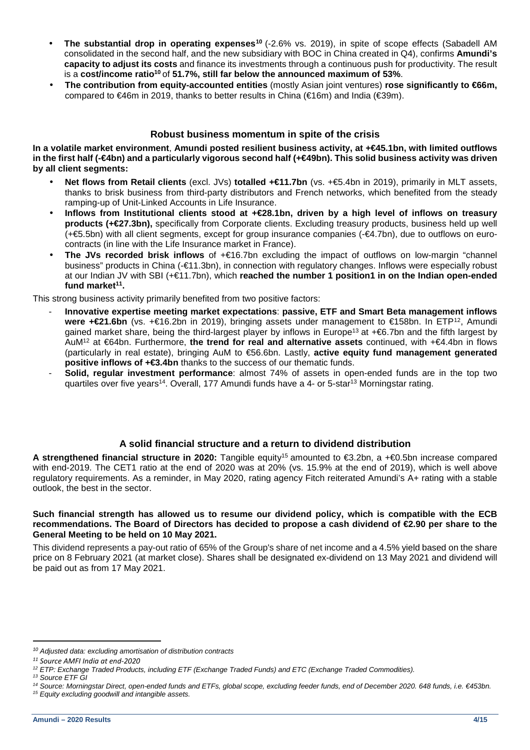- **The substantial drop in operating expenses**[10] (-2.6% vs. 2019), in spite of scope effects (Sabadell AM consolidated in the second half, and the new subsidiary with BOC in China created in Q4), confirms **Amundi's capacity to adjust its costs** and finance its investments through a continuous push for productivity. The result is a **cost/income ratio**[10] of **51.7%, still far below the announced maximum of 53%**.
- **The contribution from equity-accounted entities** (mostly Asian joint ventures) **rose significantly to €66m,** compared to €46m in 2019, thanks to better results in China (€16m) and India (€39m).

## Robust business momentum in spite of the crisis

**In a volatile market environment**, **Amundi posted resilient business activity, at +€45.1bn, with limited outflows in the first half (-€4bn) and a particularly vigorous second half (+€49bn). This solid business activity was driven by all client segments:**

- **Net flows from Retail clients** (excl. JVs) **totalled +€11.7bn** (vs. +€5.4bn in 2019), primarily in MLT assets, thanks to brisk business from third-party distributors and French networks, which benefited from the steady ramping-up of Unit-Linked Accounts in Life Insurance.
- **Inflows from Institutional clients stood at +€28.1bn, driven by a high level of inflows on treasury products (+€27.3bn),** specifically from Corporate clients. Excluding treasury products, business held up well (+€5.5bn) with all client segments, except for group insurance companies (-€4.7bn), due to outflows on euro-contracts (in line with the Life Insurance market in France).
- **The JVs recorded brisk inflows** of +€16.7bn excluding the impact of outflows on low-margin "channel business" products in China (-€11.3bn), in connection with regulatory changes. Inflows were especially robust at our Indian JV with SBI (+€11.7bn), which **reached the number 1 position1 in on the Indian open-ended fund market**[11]**.**

This strong business activity primarily benefited from two positive factors:

- **Innovative expertise meeting market expectations**: **passive, ETF and Smart Beta management inflows were +€21.6bn** (vs. +€16.2bn in 2019), bringing assets under management to €158bn. In ETP[12], Amundi gained market share, being the third-largest player by inflows in Europe[13] at +€6.7bn and the fifth largest by AuM[12] at €64bn. Furthermore, **the trend for real and alternative assets** continued, with +€4.4bn in flows (particularly in real estate), bringing AuM to €56.6bn. Lastly, **active equity fund management generated positive inflows of +€3.4bn** thanks to the success of our thematic funds.
- **Solid, regular investment performance**: almost 74% of assets in open-ended funds are in the top two quartiles over five years[14]. Overall, 177 Amundi funds have a 4- or 5-star[13] Morningstar rating.

## A solid financial structure and a return to dividend distribution

**A strengthened financial structure in 2020:** Tangible equity[15] amounted to €3.2bn, a +€0.5bn increase compared with end-2019. The CET1 ratio at the end of 2020 was at 20% (vs. 15.9% at the end of 2019), which is well above regulatory requirements. As a reminder, in May 2020, rating agency Fitch reiterated Amundi's A+ rating with a stable outlook, the best in the sector.

**Such financial strength has allowed us to resume our dividend policy, which is compatible with the ECB recommendations. The Board of Directors has decided to propose a cash dividend of €2.90 per share to the General Meeting to be held on 10 May 2021.**

This dividend represents a pay-out ratio of 65% of the Group's share of net income and a 4.5% yield based on the share price on 8 February 2021 (at market close). Shares shall be designated ex-dividend on 13 May 2021 and dividend will be paid out as from 17 May 2021.

---

[10] *Adjusted data: excluding amortisation of distribution contracts*
[11] *Source AMFI India at end-2020*
[12] *ETP: Exchange Traded Products, including ETF (Exchange Traded Funds) and ETC (Exchange Traded Commodities).*
[13] *Source ETF GI*
[14] *Source: Morningstar Direct, open-ended funds and ETFs, global scope, excluding feeder funds, end of December 2020. 648 funds, i.e. €453bn.*
[15] *Equity excluding goodwill and intangible assets.*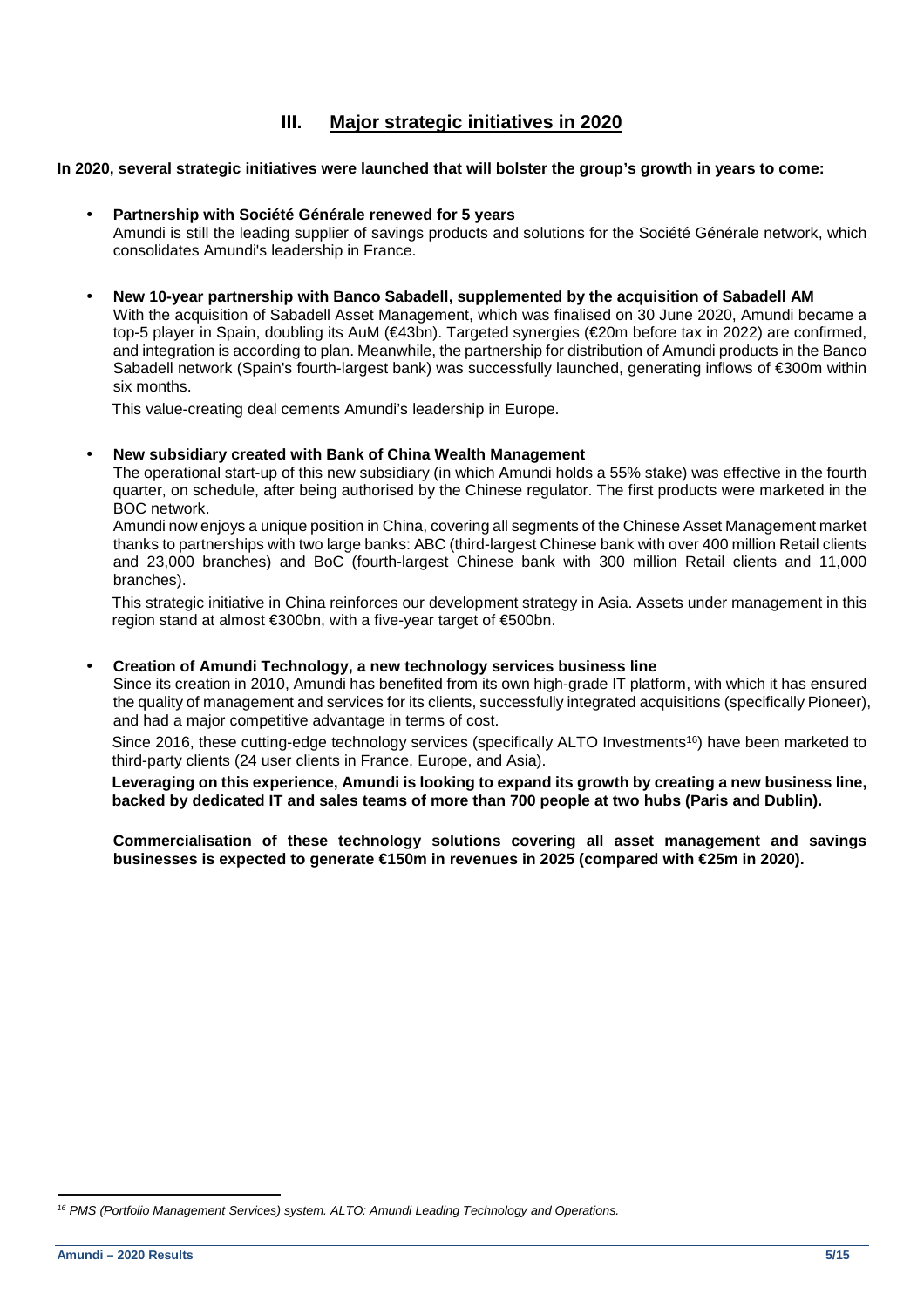## III. Major strategic initiatives in 2020

**In 2020, several strategic initiatives were launched that will bolster the group's growth in years to come:**

- **Partnership with Société Générale renewed for 5 years**
  Amundi is still the leading supplier of savings products and solutions for the Société Générale network, which consolidates Amundi's leadership in France.

- **New 10-year partnership with Banco Sabadell, supplemented by the acquisition of Sabadell AM**
  With the acquisition of Sabadell Asset Management, which was finalised on 30 June 2020, Amundi became a top-5 player in Spain, doubling its AuM (€43bn). Targeted synergies (€20m before tax in 2022) are confirmed, and integration is according to plan. Meanwhile, the partnership for distribution of Amundi products in the Banco Sabadell network (Spain's fourth-largest bank) was successfully launched, generating inflows of €300m within six months.

  This value-creating deal cements Amundi's leadership in Europe.

- **New subsidiary created with Bank of China Wealth Management**
  The operational start-up of this new subsidiary (in which Amundi holds a 55% stake) was effective in the fourth quarter, on schedule, after being authorised by the Chinese regulator. The first products were marketed in the BOC network.
  Amundi now enjoys a unique position in China, covering all segments of the Chinese Asset Management market thanks to partnerships with two large banks: ABC (third-largest Chinese bank with over 400 million Retail clients and 23,000 branches) and BoC (fourth-largest Chinese bank with 300 million Retail clients and 11,000 branches).

  This strategic initiative in China reinforces our development strategy in Asia. Assets under management in this region stand at almost €300bn, with a five-year target of €500bn.

- **Creation of Amundi Technology, a new technology services business line**
  Since its creation in 2010, Amundi has benefited from its own high-grade IT platform, with which it has ensured the quality of management and services for its clients, successfully integrated acquisitions (specifically Pioneer), and had a major competitive advantage in terms of cost.

  Since 2016, these cutting-edge technology services (specifically ALTO Investments[16]) have been marketed to third-party clients (24 user clients in France, Europe, and Asia).

  **Leveraging on this experience, Amundi is looking to expand its growth by creating a new business line, backed by dedicated IT and sales teams of more than 700 people at two hubs (Paris and Dublin).**

  **Commercialisation of these technology solutions covering all asset management and savings businesses is expected to generate €150m in revenues in 2025 (compared with €25m in 2020).**

---

*[16] PMS (Portfolio Management Services) system. ALTO: Amundi Leading Technology and Operations.*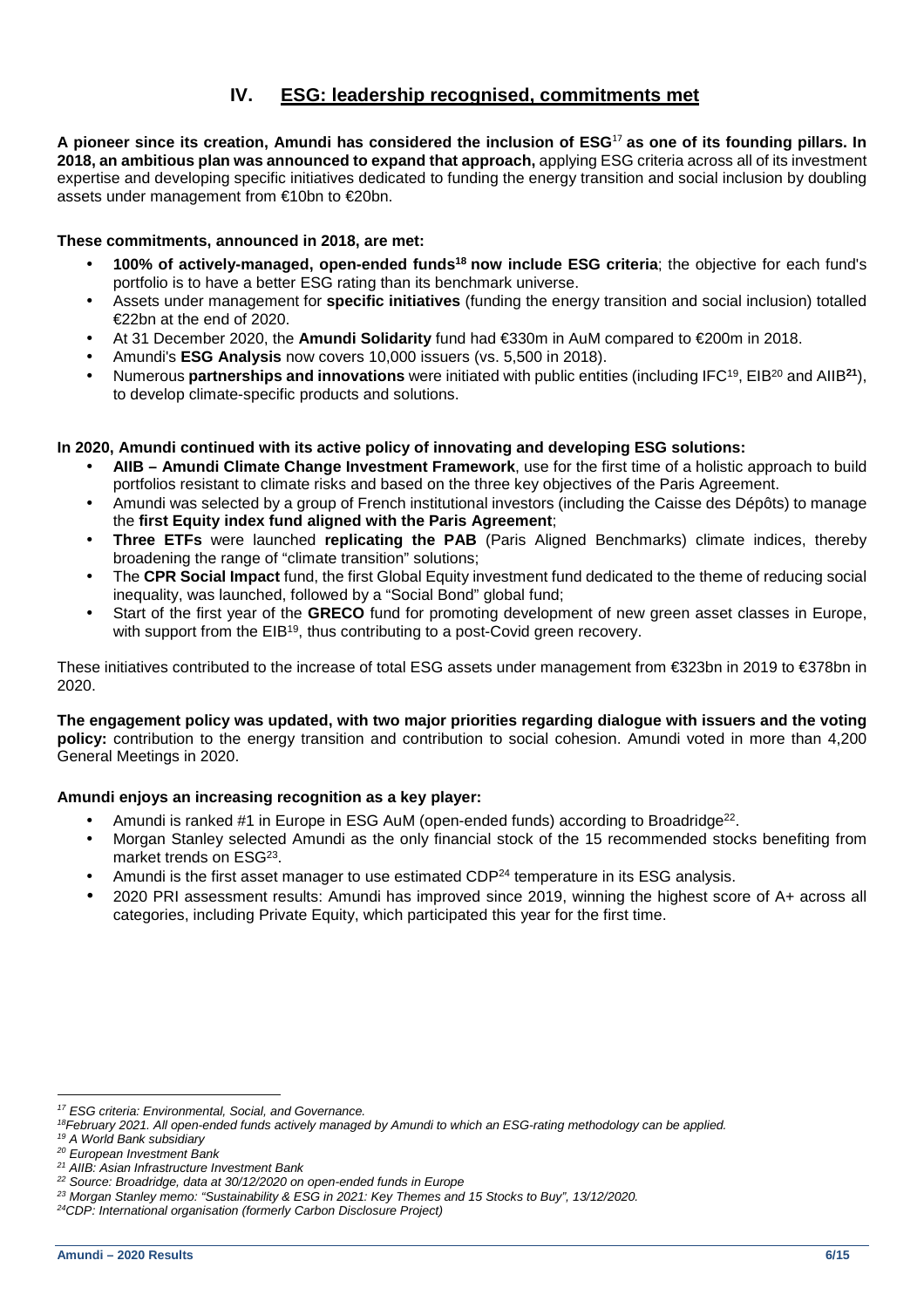## IV. ESG: leadership recognised, commitments met

**A pioneer since its creation, Amundi has considered the inclusion of ESG**[17] **as one of its founding pillars. In 2018, an ambitious plan was announced to expand that approach,** applying ESG criteria across all of its investment expertise and developing specific initiatives dedicated to funding the energy transition and social inclusion by doubling assets under management from €10bn to €20bn.

**These commitments, announced in 2018, are met:**

- **100% of actively-managed, open-ended funds**[18] **now include ESG criteria**; the objective for each fund's portfolio is to have a better ESG rating than its benchmark universe.
- Assets under management for **specific initiatives** (funding the energy transition and social inclusion) totalled €22bn at the end of 2020.
- At 31 December 2020, the **Amundi Solidarity** fund had €330m in AuM compared to €200m in 2018.
- Amundi's **ESG Analysis** now covers 10,000 issuers (vs. 5,500 in 2018).
- Numerous **partnerships and innovations** were initiated with public entities (including IFC[19], EIB[20] and AIIB[21]), to develop climate-specific products and solutions.

**In 2020, Amundi continued with its active policy of innovating and developing ESG solutions:**

- **AIIB – Amundi Climate Change Investment Framework**, use for the first time of a holistic approach to build portfolios resistant to climate risks and based on the three key objectives of the Paris Agreement.
- Amundi was selected by a group of French institutional investors (including the Caisse des Dépôts) to manage the **first Equity index fund aligned with the Paris Agreement**;
- **Three ETFs** were launched **replicating the PAB** (Paris Aligned Benchmarks) climate indices, thereby broadening the range of "climate transition" solutions;
- The **CPR Social Impact** fund, the first Global Equity investment fund dedicated to the theme of reducing social inequality, was launched, followed by a "Social Bond" global fund;
- Start of the first year of the **GRECO** fund for promoting development of new green asset classes in Europe, with support from the EIB[19], thus contributing to a post-Covid green recovery.

These initiatives contributed to the increase of total ESG assets under management from €323bn in 2019 to €378bn in 2020.

**The engagement policy was updated, with two major priorities regarding dialogue with issuers and the voting policy:** contribution to the energy transition and contribution to social cohesion. Amundi voted in more than 4,200 General Meetings in 2020.

**Amundi enjoys an increasing recognition as a key player:**

- Amundi is ranked #1 in Europe in ESG AuM (open-ended funds) according to Broadridge[22].
- Morgan Stanley selected Amundi as the only financial stock of the 15 recommended stocks benefiting from market trends on ESG[23].
- Amundi is the first asset manager to use estimated CDP[24] temperature in its ESG analysis.
- 2020 PRI assessment results: Amundi has improved since 2019, winning the highest score of A+ across all categories, including Private Equity, which participated this year for the first time.

---

*[17] ESG criteria: Environmental, Social, and Governance.*
*[18] February 2021. All open-ended funds actively managed by Amundi to which an ESG-rating methodology can be applied.*
*[19] A World Bank subsidiary*
*[20] European Investment Bank*
*[21] AIIB: Asian Infrastructure Investment Bank*
*[22] Source: Broadridge, data at 30/12/2020 on open-ended funds in Europe*
*[23] Morgan Stanley memo: "Sustainability & ESG in 2021: Key Themes and 15 Stocks to Buy", 13/12/2020.*
*[24] CDP: International organisation (formerly Carbon Disclosure Project)*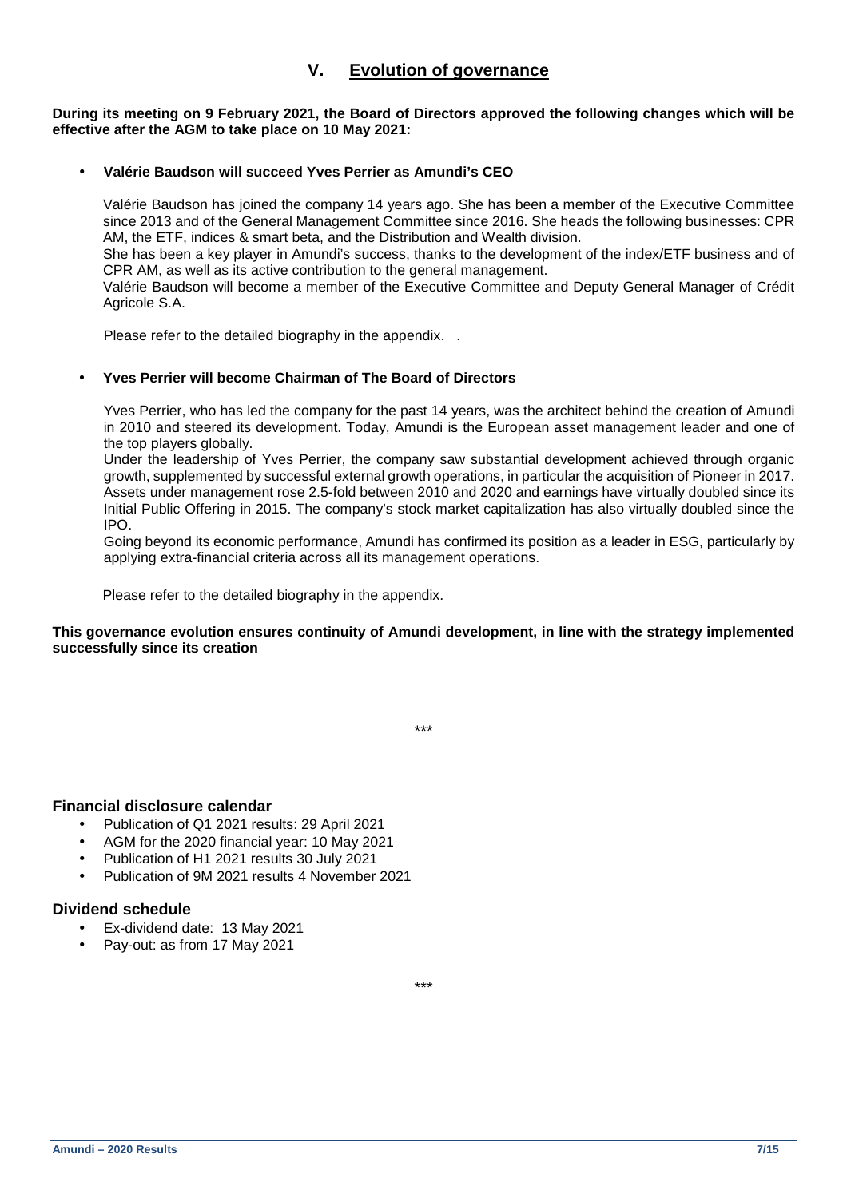## V. Evolution of governance

**During its meeting on 9 February 2021, the Board of Directors approved the following changes which will be effective after the AGM to take place on 10 May 2021:**

- **Valérie Baudson will succeed Yves Perrier as Amundi's CEO**

  Valérie Baudson has joined the company 14 years ago. She has been a member of the Executive Committee since 2013 and of the General Management Committee since 2016. She heads the following businesses: CPR AM, the ETF, indices & smart beta, and the Distribution and Wealth division.
  She has been a key player in Amundi's success, thanks to the development of the index/ETF business and of CPR AM, as well as its active contribution to the general management.
  Valérie Baudson will become a member of the Executive Committee and Deputy General Manager of Crédit Agricole S.A.

  Please refer to the detailed biography in the appendix. .

- **Yves Perrier will become Chairman of The Board of Directors**

  Yves Perrier, who has led the company for the past 14 years, was the architect behind the creation of Amundi in 2010 and steered its development. Today, Amundi is the European asset management leader and one of the top players globally.
  Under the leadership of Yves Perrier, the company saw substantial development achieved through organic growth, supplemented by successful external growth operations, in particular the acquisition of Pioneer in 2017. Assets under management rose 2.5-fold between 2010 and 2020 and earnings have virtually doubled since its Initial Public Offering in 2015. The company's stock market capitalization has also virtually doubled since the IPO.
  Going beyond its economic performance, Amundi has confirmed its position as a leader in ESG, particularly by applying extra-financial criteria across all its management operations.

  Please refer to the detailed biography in the appendix.

**This governance evolution ensures continuity of Amundi development, in line with the strategy implemented successfully since its creation**

\*\*\*

### Financial disclosure calendar

- Publication of Q1 2021 results: 29 April 2021
- AGM for the 2020 financial year: 10 May 2021
- Publication of H1 2021 results 30 July 2021
- Publication of 9M 2021 results 4 November 2021

### Dividend schedule

- Ex-dividend date: 13 May 2021
- Pay-out: as from 17 May 2021

\*\*\*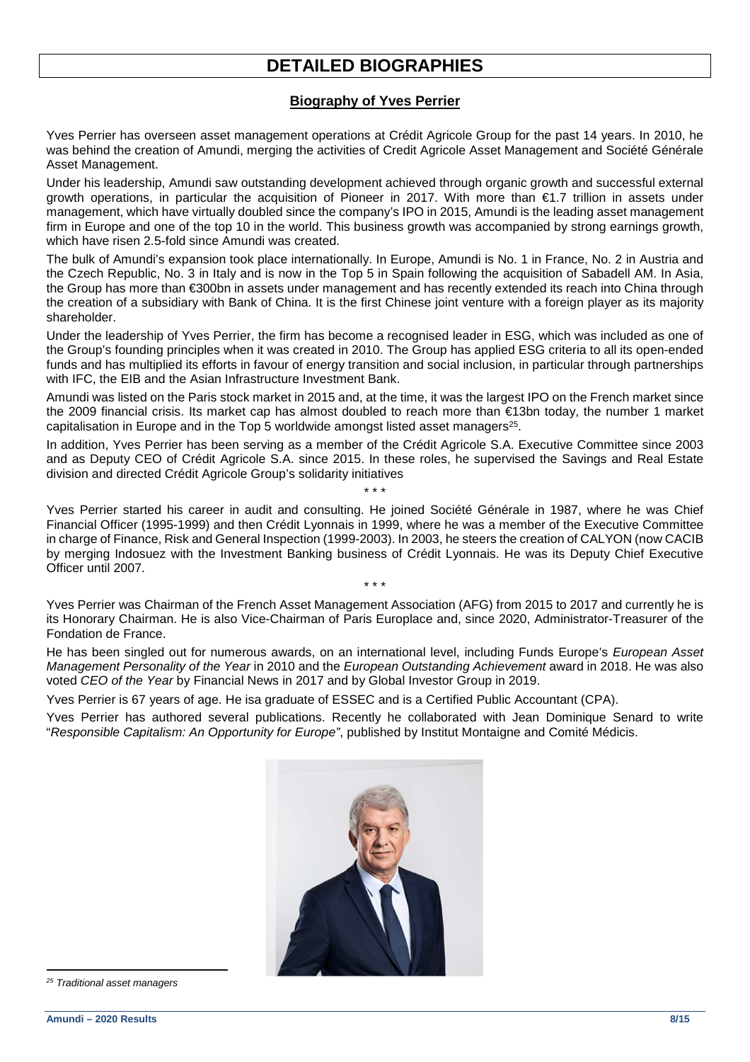# DETAILED BIOGRAPHIES

## Biography of Yves Perrier

Yves Perrier has overseen asset management operations at Crédit Agricole Group for the past 14 years. In 2010, he was behind the creation of Amundi, merging the activities of Credit Agricole Asset Management and Société Générale Asset Management.

Under his leadership, Amundi saw outstanding development achieved through organic growth and successful external growth operations, in particular the acquisition of Pioneer in 2017. With more than €1.7 trillion in assets under management, which have virtually doubled since the company's IPO in 2015, Amundi is the leading asset management firm in Europe and one of the top 10 in the world. This business growth was accompanied by strong earnings growth, which have risen 2.5-fold since Amundi was created.

The bulk of Amundi's expansion took place internationally. In Europe, Amundi is No. 1 in France, No. 2 in Austria and the Czech Republic, No. 3 in Italy and is now in the Top 5 in Spain following the acquisition of Sabadell AM. In Asia, the Group has more than €300bn in assets under management and has recently extended its reach into China through the creation of a subsidiary with Bank of China. It is the first Chinese joint venture with a foreign player as its majority shareholder.

Under the leadership of Yves Perrier, the firm has become a recognised leader in ESG, which was included as one of the Group's founding principles when it was created in 2010. The Group has applied ESG criteria to all its open-ended funds and has multiplied its efforts in favour of energy transition and social inclusion, in particular through partnerships with IFC, the EIB and the Asian Infrastructure Investment Bank.

Amundi was listed on the Paris stock market in 2015 and, at the time, it was the largest IPO on the French market since the 2009 financial crisis. Its market cap has almost doubled to reach more than €13bn today, the number 1 market capitalisation in Europe and in the Top 5 worldwide amongst listed asset managers[25].

In addition, Yves Perrier has been serving as a member of the Crédit Agricole S.A. Executive Committee since 2003 and as Deputy CEO of Crédit Agricole S.A. since 2015. In these roles, he supervised the Savings and Real Estate division and directed Crédit Agricole Group's solidarity initiatives

\* \* \*

Yves Perrier started his career in audit and consulting. He joined Société Générale in 1987, where he was Chief Financial Officer (1995-1999) and then Crédit Lyonnais in 1999, where he was a member of the Executive Committee in charge of Finance, Risk and General Inspection (1999-2003). In 2003, he steers the creation of CALYON (now CACIB by merging Indosuez with the Investment Banking business of Crédit Lyonnais. He was its Deputy Chief Executive Officer until 2007.

\* \* \*

Yves Perrier was Chairman of the French Asset Management Association (AFG) from 2015 to 2017 and currently he is its Honorary Chairman. He is also Vice-Chairman of Paris Europlace and, since 2020, Administrator-Treasurer of the Fondation de France.

He has been singled out for numerous awards, on an international level, including Funds Europe's *European Asset Management Personality of the Year* in 2010 and the *European Outstanding Achievement* award in 2018. He was also voted *CEO of the Year* by Financial News in 2017 and by Global Investor Group in 2019.

Yves Perrier is 67 years of age. He isa graduate of ESSEC and is a Certified Public Accountant (CPA).

Yves Perrier has authored several publications. Recently he collaborated with Jean Dominique Senard to write "*Responsible Capitalism: An Opportunity for Europe"*, published by Institut Montaigne and Comité Médicis.

[25] *Traditional asset managers*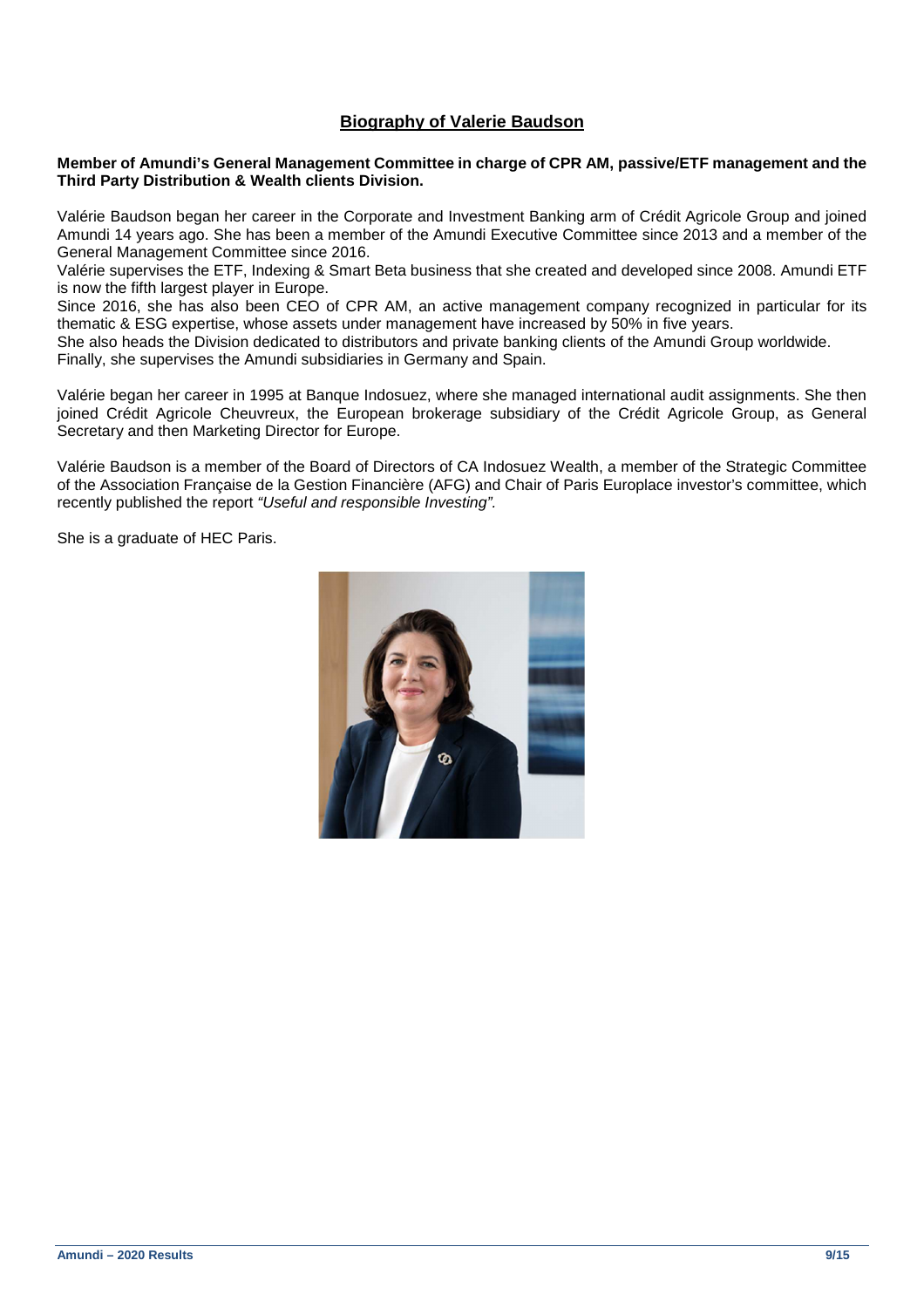## Biography of Valerie Baudson

**Member of Amundi's General Management Committee in charge of CPR AM, passive/ETF management and the Third Party Distribution & Wealth clients Division.**

Valérie Baudson began her career in the Corporate and Investment Banking arm of Crédit Agricole Group and joined Amundi 14 years ago. She has been a member of the Amundi Executive Committee since 2013 and a member of the General Management Committee since 2016.

Valérie supervises the ETF, Indexing & Smart Beta business that she created and developed since 2008. Amundi ETF is now the fifth largest player in Europe.

Since 2016, she has also been CEO of CPR AM, an active management company recognized in particular for its thematic & ESG expertise, whose assets under management have increased by 50% in five years.

She also heads the Division dedicated to distributors and private banking clients of the Amundi Group worldwide.

Finally, she supervises the Amundi subsidiaries in Germany and Spain.

Valérie began her career in 1995 at Banque Indosuez, where she managed international audit assignments. She then joined Crédit Agricole Cheuvreux, the European brokerage subsidiary of the Crédit Agricole Group, as General Secretary and then Marketing Director for Europe.

Valérie Baudson is a member of the Board of Directors of CA Indosuez Wealth, a member of the Strategic Committee of the Association Française de la Gestion Financière (AFG) and Chair of Paris Europlace investor's committee, which recently published the report *"Useful and responsible Investing".*

She is a graduate of HEC Paris.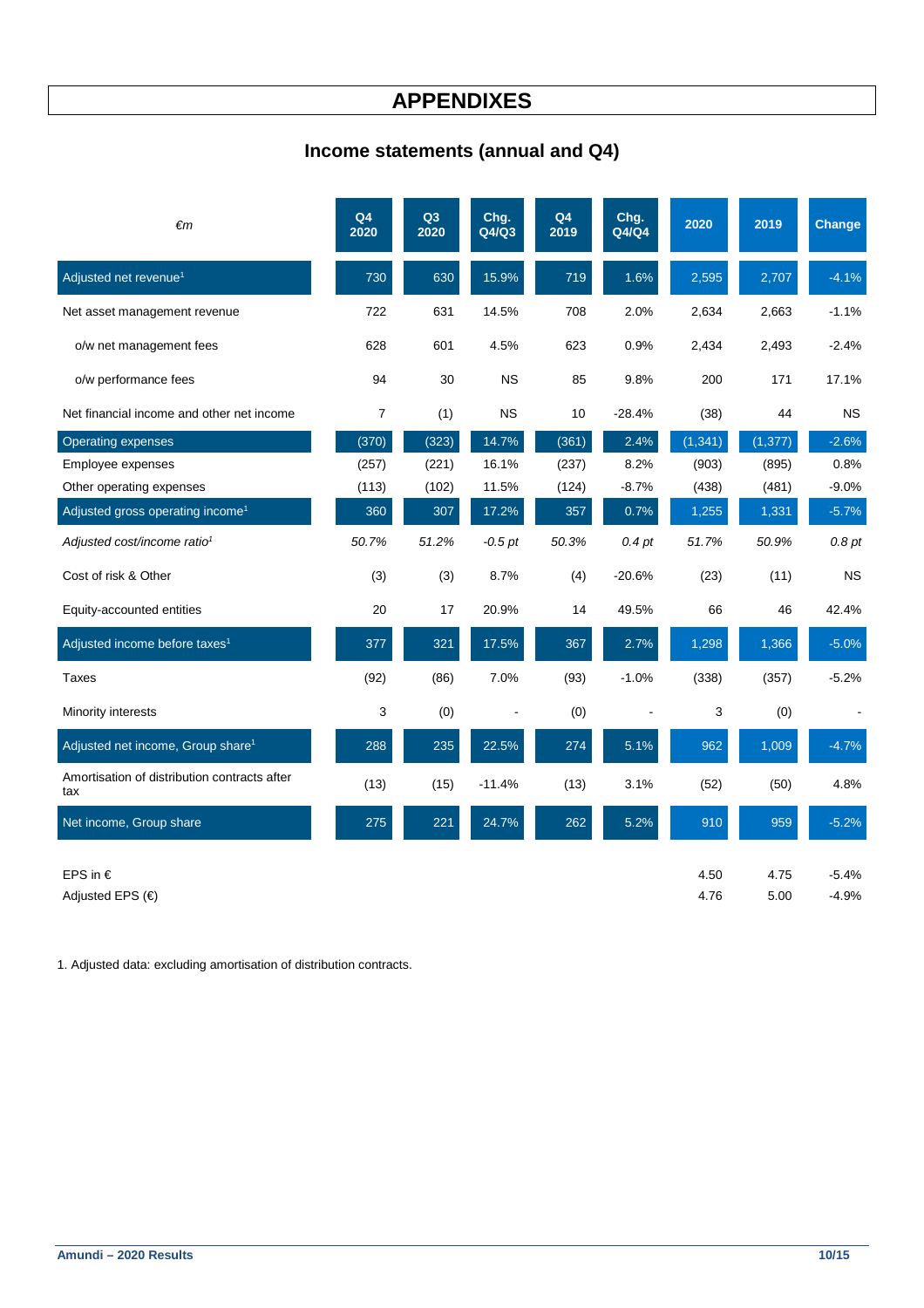# APPENDIXES

## Income statements (annual and Q4)

| €m | Q4 2020 | Q3 2020 | Chg. Q4/Q3 | Q4 2019 | Chg. Q4/Q4 | 2020 | 2019 | Change |
|---|---|---|---|---|---|---|---|---|
| Adjusted net revenue[1] | 730 | 630 | 15.9% | 719 | 1.6% | 2,595 | 2,707 | -4.1% |
| Net asset management revenue | 722 | 631 | 14.5% | 708 | 2.0% | 2,634 | 2,663 | -1.1% |
| o/w net management fees | 628 | 601 | 4.5% | 623 | 0.9% | 2,434 | 2,493 | -2.4% |
| o/w performance fees | 94 | 30 | NS | 85 | 9.8% | 200 | 171 | 17.1% |
| Net financial income and other net income | 7 | (1) | NS | 10 | -28.4% | (38) | 44 | NS |
| Operating expenses | (370) | (323) | 14.7% | (361) | 2.4% | (1,341) | (1,377) | -2.6% |
| Employee expenses | (257) | (221) | 16.1% | (237) | 8.2% | (903) | (895) | 0.8% |
| Other operating expenses | (113) | (102) | 11.5% | (124) | -8.7% | (438) | (481) | -9.0% |
| Adjusted gross operating income[1] | 360 | 307 | 17.2% | 357 | 0.7% | 1,255 | 1,331 | -5.7% |
| *Adjusted cost/income ratio[1]* | *50.7%* | *51.2%* | *-0.5 pt* | *50.3%* | *0.4 pt* | *51.7%* | *50.9%* | *0.8 pt* |
| Cost of risk & Other | (3) | (3) | 8.7% | (4) | -20.6% | (23) | (11) | NS |
| Equity-accounted entities | 20 | 17 | 20.9% | 14 | 49.5% | 66 | 46 | 42.4% |
| Adjusted income before taxes[1] | 377 | 321 | 17.5% | 367 | 2.7% | 1,298 | 1,366 | -5.0% |
| Taxes | (92) | (86) | 7.0% | (93) | -1.0% | (338) | (357) | -5.2% |
| Minority interests | 3 | (0) | - | (0) | - | 3 | (0) | - |
| Adjusted net income, Group share[1] | 288 | 235 | 22.5% | 274 | 5.1% | 962 | 1,009 | -4.7% |
| Amortisation of distribution contracts after tax | (13) | (15) | -11.4% | (13) | 3.1% | (52) | (50) | 4.8% |
| Net income, Group share | 275 | 221 | 24.7% | 262 | 5.2% | 910 | 959 | -5.2% |
| EPS in € | | | | | | 4.50 | 4.75 | -5.4% |
| Adjusted EPS (€) | | | | | | 4.76 | 5.00 | -4.9% |

1. Adjusted data: excluding amortisation of distribution contracts.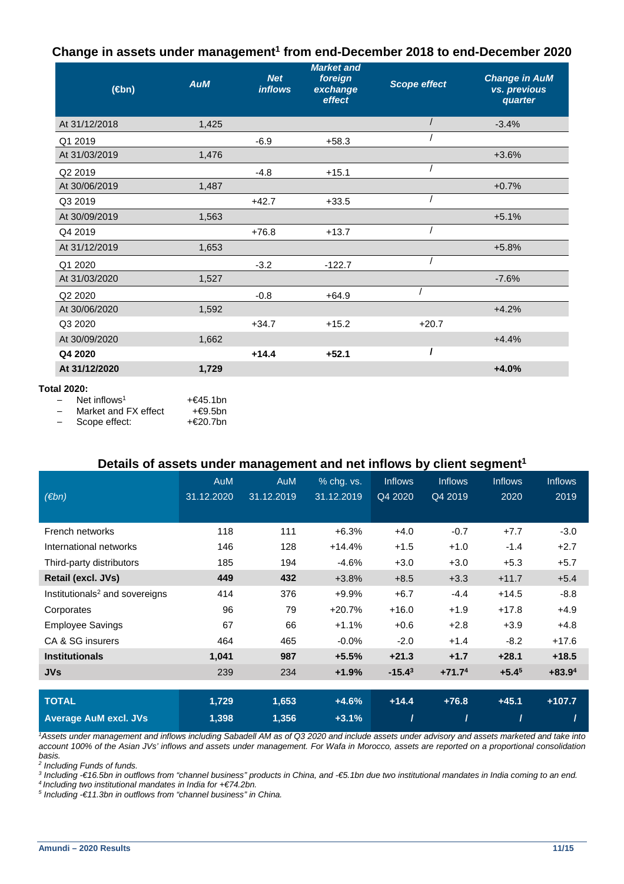## Change in assets under management[1] from end-December 2018 to end-December 2020

| (€bn) | AuM | Net inflows | Market and foreign exchange effect | Scope effect | Change in AuM vs. previous quarter |
|---|---|---|---|---|---|
| At 31/12/2018 | 1,425 | | | / | -3.4% |
| Q1 2019 | | -6.9 | +58.3 | / | |
| At 31/03/2019 | 1,476 | | | | +3.6% |
| Q2 2019 | | -4.8 | +15.1 | / | |
| At 30/06/2019 | 1,487 | | | | +0.7% |
| Q3 2019 | | +42.7 | +33.5 | / | |
| At 30/09/2019 | 1,563 | | | | +5.1% |
| Q4 2019 | | +76.8 | +13.7 | / | |
| At 31/12/2019 | 1,653 | | | | +5.8% |
| Q1 2020 | | -3.2 | -122.7 | / | |
| At 31/03/2020 | 1,527 | | | | -7.6% |
| Q2 2020 | | -0.8 | +64.9 | / | |
| At 30/06/2020 | 1,592 | | | | +4.2% |
| Q3 2020 | | +34.7 | +15.2 | +20.7 | |
| At 30/09/2020 | 1,662 | | | | +4.4% |
| **Q4 2020** | | **+14.4** | **+52.1** | **/** | |
| **At 31/12/2020** | **1,729** | | | | **+4.0%** |

**Total 2020:**

- Net inflows[1] +€45.1bn
- Market and FX effect +€9.5bn
- Scope effect: +€20.7bn

## Details of assets under management and net inflows by client segment[1]

| (€bn) | AuM 31.12.2020 | AuM 31.12.2019 | % chg. vs. 31.12.2019 | Inflows Q4 2020 | Inflows Q4 2019 | Inflows 2020 | Inflows 2019 |
|---|---|---|---|---|---|---|---|
| French networks | 118 | 111 | +6.3% | +4.0 | -0.7 | +7.7 | -3.0 |
| International networks | 146 | 128 | +14.4% | +1.5 | +1.0 | -1.4 | +2.7 |
| Third-party distributors | 185 | 194 | -4.6% | +3.0 | +3.0 | +5.3 | +5.7 |
| **Retail (excl. JVs)** | **449** | **432** | **+3.8%** | **+8.5** | **+3.3** | **+11.7** | **+5.4** |
| Institutionals[2] and sovereigns | 414 | 376 | +9.9% | +6.7 | -4.4 | +14.5 | -8.8 |
| Corporates | 96 | 79 | +20.7% | +16.0 | +1.9 | +17.8 | +4.9 |
| Employee Savings | 67 | 66 | +1.1% | +0.6 | +2.8 | +3.9 | +4.8 |
| CA & SG insurers | 464 | 465 | -0.0% | -2.0 | +1.4 | -8.2 | +17.6 |
| **Institutionals** | **1,041** | **987** | **+5.5%** | **+21.3** | **+1.7** | **+28.1** | **+18.5** |
| **JVs** | 239 | 234 | **+1.9%** | **-15.4[3]** | **+71.7[4]** | **+5.4[5]** | **+83.9[4]** |
| **TOTAL** | **1,729** | **1,653** | **+4.6%** | **+14.4** | **+76.8** | **+45.1** | **+107.7** |
| **Average AuM excl. JVs** | **1,398** | **1,356** | **+3.1%** | **/** | **/** | **/** | **/** |

*[1]Assets under management and inflows including Sabadell AM as of Q3 2020 and include assets under advisory and assets marketed and take into account 100% of the Asian JVs' inflows and assets under management. For Wafa in Morocco, assets are reported on a proportional consolidation basis.*

*[2] Including Funds of funds.*

*[3] Including -€16.5bn in outflows from "channel business" products in China, and -€5.1bn due two institutional mandates in India coming to an end.*

*[4] Including two institutional mandates in India for +€74.2bn.*

*[5] Including -€11.3bn in outflows from "channel business" in China.*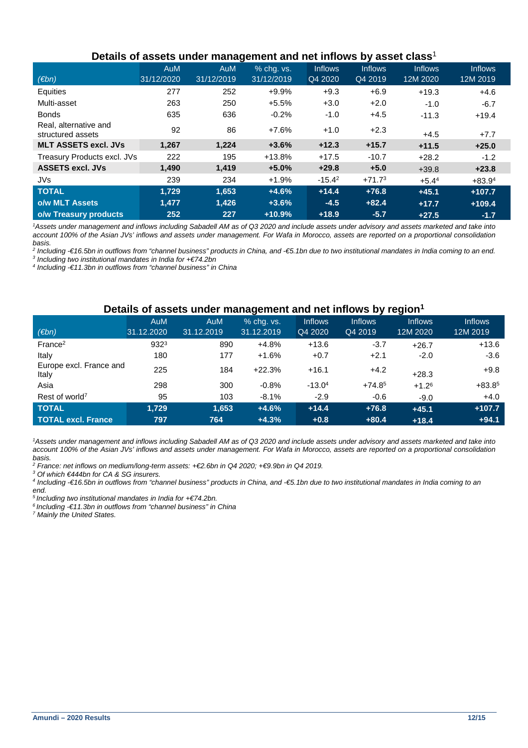## Details of assets under management and net inflows by asset class[1]

| (€bn) | AuM 31/12/2020 | AuM 31/12/2019 | % chg. vs. 31/12/2019 | Inflows Q4 2020 | Inflows Q4 2019 | Inflows 12M 2020 | Inflows 12M 2019 |
|---|---|---|---|---|---|---|---|
| Equities | 277 | 252 | +9.9% | +9.3 | +6.9 | +19.3 | +4.6 |
| Multi-asset | 263 | 250 | +5.5% | +3.0 | +2.0 | -1.0 | -6.7 |
| Bonds | 635 | 636 | -0.2% | -1.0 | +4.5 | -11.3 | +19.4 |
| Real, alternative and structured assets | 92 | 86 | +7.6% | +1.0 | +2.3 | +4.5 | +7.7 |
| **MLT ASSETS excl. JVs** | **1,267** | **1,224** | **+3.6%** | **+12.3** | **+15.7** | **+11.5** | **+25.0** |
| Treasury Products excl. JVs | 222 | 195 | +13.8% | +17.5 | -10.7 | +28.2 | -1.2 |
| **ASSETS excl. JVs** | **1,490** | **1,419** | **+5.0%** | **+29.8** | **+5.0** | **+39.8** | **+23.8** |
| JVs | 239 | 234 | +1.9% | -15.4[2] | +71.7[3] | +5.4[4] | +83.9[4] |
| **TOTAL** | **1,729** | **1,653** | **+4.6%** | **+14.4** | **+76.8** | **+45.1** | **+107.7** |
| **o/w MLT Assets** | **1,477** | **1,426** | **+3.6%** | **-4.5** | **+82.4** | **+17.7** | **+109.4** |
| **o/w Treasury products** | **252** | **227** | **+10.9%** | **+18.9** | **-5.7** | **+27.5** | **-1.7** |

*[1]Assets under management and inflows including Sabadell AM as of Q3 2020 and include assets under advisory and assets marketed and take into account 100% of the Asian JVs' inflows and assets under management. For Wafa in Morocco, assets are reported on a proportional consolidation basis.*
*[2] Including -€16.5bn in outflows from "channel business" products in China, and -€5.1bn due to two institutional mandates in India coming to an end.*
*[3] Including two institutional mandates in India for +€74.2bn*
*[4] Including -€11.3bn in outflows from "channel business" in China*

## Details of assets under management and net inflows by region[1]

| (€bn) | AuM 31.12.2020 | AuM 31.12.2019 | % chg. vs. 31.12.2019 | Inflows Q4 2020 | Inflows Q4 2019 | Inflows 12M 2020 | Inflows 12M 2019 |
|---|---|---|---|---|---|---|---|
| France[2] | 932[3] | 890 | +4.8% | +13.6 | -3.7 | +26.7 | +13.6 |
| Italy | 180 | 177 | +1.6% | +0.7 | +2.1 | -2.0 | -3.6 |
| Europe excl. France and Italy | 225 | 184 | +22.3% | +16.1 | +4.2 | +28.3 | +9.8 |
| Asia | 298 | 300 | -0.8% | -13.0[4] | +74.8[5] | +1.2[6] | +83.8[5] |
| Rest of world[7] | 95 | 103 | -8.1% | -2.9 | -0.6 | -9.0 | +4.0 |
| **TOTAL** | **1,729** | **1,653** | **+4.6%** | **+14.4** | **+76.8** | **+45.1** | **+107.7** |
| **TOTAL excl. France** | **797** | **764** | **+4.3%** | **+0.8** | **+80.4** | **+18.4** | **+94.1** |

*[1]Assets under management and inflows including Sabadell AM as of Q3 2020 and include assets under advisory and assets marketed and take into account 100% of the Asian JVs' inflows and assets under management. For Wafa in Morocco, assets are reported on a proportional consolidation basis.*
*[2] France: net inflows on medium/long-term assets: +€2.6bn in Q4 2020; +€9.9bn in Q4 2019.*
*[3] Of which €444bn for CA & SG insurers.*
*[4] Including -€16.5bn in outflows from "channel business" products in China, and -€5.1bn due to two institutional mandates in India coming to an end.*
*[5] Including two institutional mandates in India for +€74.2bn.*
*[6] Including -€11.3bn in outflows from "channel business" in China*
*[7] Mainly the United States.*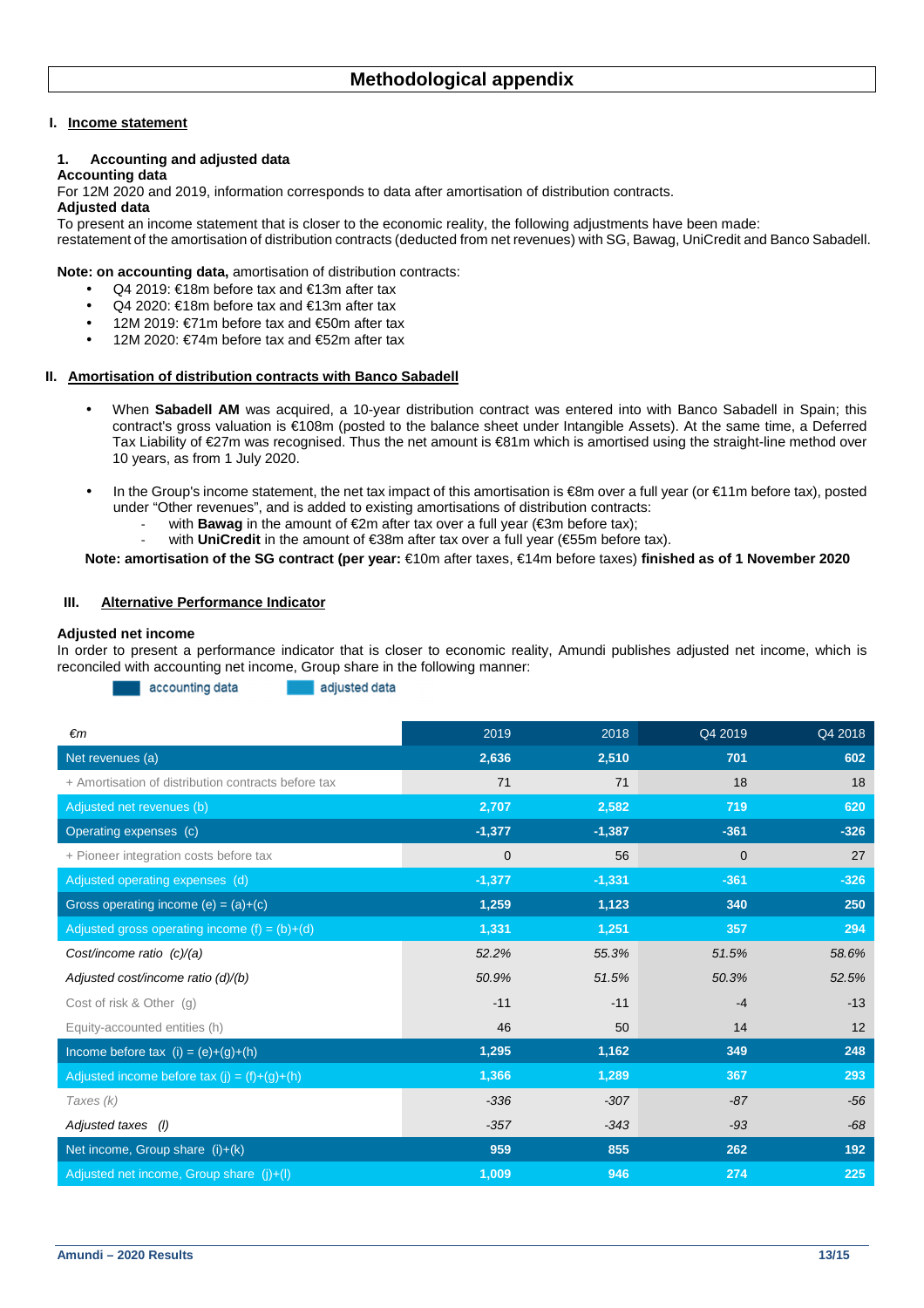# Methodological appendix

## I. Income statement

### 1. Accounting and adjusted data

**Accounting data**

For 12M 2020 and 2019, information corresponds to data after amortisation of distribution contracts.

**Adjusted data**

To present an income statement that is closer to the economic reality, the following adjustments have been made:
restatement of the amortisation of distribution contracts (deducted from net revenues) with SG, Bawag, UniCredit and Banco Sabadell.

**Note: on accounting data,** amortisation of distribution contracts:

- Q4 2019: €18m before tax and €13m after tax
- Q4 2020: €18m before tax and €13m after tax
- 12M 2019: €71m before tax and €50m after tax
- 12M 2020: €74m before tax and €52m after tax

## II. Amortisation of distribution contracts with Banco Sabadell

- When **Sabadell AM** was acquired, a 10-year distribution contract was entered into with Banco Sabadell in Spain; this contract's gross valuation is €108m (posted to the balance sheet under Intangible Assets). At the same time, a Deferred Tax Liability of €27m was recognised. Thus the net amount is €81m which is amortised using the straight-line method over 10 years, as from 1 July 2020.

- In the Group's income statement, the net tax impact of this amortisation is €8m over a full year (or €11m before tax), posted under "Other revenues", and is added to existing amortisations of distribution contracts:
  - with **Bawag** in the amount of €2m after tax over a full year (€3m before tax);
  - with **UniCredit** in the amount of €38m after tax over a full year (€55m before tax).

**Note: amortisation of the SG contract (per year:** €10m after taxes, €14m before taxes) **finished as of 1 November 2020**

## III. Alternative Performance Indicator

**Adjusted net income**

In order to present a performance indicator that is closer to economic reality, Amundi publishes adjusted net income, which is reconciled with accounting net income, Group share in the following manner:

accounting data | adjusted data

| €m | 2019 | 2018 | Q4 2019 | Q4 2018 |
|---|---|---|---|---|
| Net revenues (a) | 2,636 | 2,510 | 701 | 602 |
| + Amortisation of distribution contracts before tax | 71 | 71 | 18 | 18 |
| Adjusted net revenues (b) | 2,707 | 2,582 | 719 | 620 |
| Operating expenses (c) | -1,377 | -1,387 | -361 | -326 |
| + Pioneer integration costs before tax | 0 | 56 | 0 | 27 |
| Adjusted operating expenses (d) | -1,377 | -1,331 | -361 | -326 |
| Gross operating income (e) = (a)+(c) | 1,259 | 1,123 | 340 | 250 |
| Adjusted gross operating income (f) = (b)+(d) | 1,331 | 1,251 | 357 | 294 |
| *Cost/income ratio (c)/(a)* | *52.2%* | *55.3%* | *51.5%* | *58.6%* |
| *Adjusted cost/income ratio (d)/(b)* | *50.9%* | *51.5%* | *50.3%* | *52.5%* |
| Cost of risk & Other (g) | -11 | -11 | -4 | -13 |
| Equity-accounted entities (h) | 46 | 50 | 14 | 12 |
| Income before tax (i) = (e)+(g)+(h) | 1,295 | 1,162 | 349 | 248 |
| Adjusted income before tax (j) = (f)+(g)+(h) | 1,366 | 1,289 | 367 | 293 |
| *Taxes (k)* | *-336* | *-307* | *-87* | *-56* |
| *Adjusted taxes (l)* | *-357* | *-343* | *-93* | *-68* |
| Net income, Group share (i)+(k) | 959 | 855 | 262 | 192 |
| Adjusted net income, Group share (j)+(l) | 1,009 | 946 | 274 | 225 |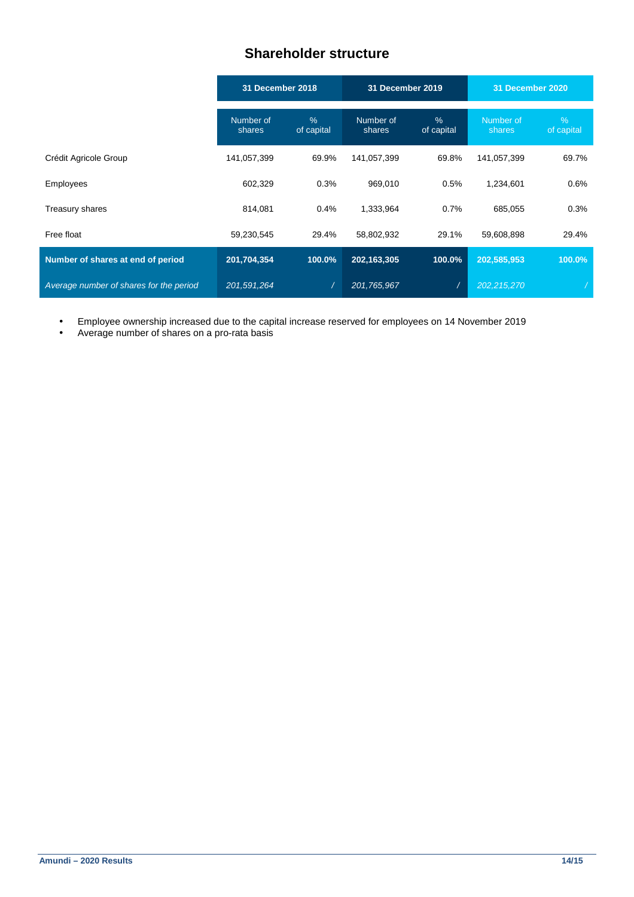## Shareholder structure

| | 31 December 2018 | | 31 December 2019 | | 31 December 2020 | |
|---|---|---|---|---|---|---|
| | Number of shares | % of capital | Number of shares | % of capital | Number of shares | % of capital |
| Crédit Agricole Group | 141,057,399 | 69.9% | 141,057,399 | 69.8% | 141,057,399 | 69.7% |
| Employees | 602,329 | 0.3% | 969,010 | 0.5% | 1,234,601 | 0.6% |
| Treasury shares | 814,081 | 0.4% | 1,333,964 | 0.7% | 685,055 | 0.3% |
| Free float | 59,230,545 | 29.4% | 58,802,932 | 29.1% | 59,608,898 | 29.4% |
| **Number of shares at end of period** | **201,704,354** | **100.0%** | **202,163,305** | **100.0%** | **202,585,953** | **100.0%** |
| *Average number of shares for the period* | *201,591,264* | */* | *201,765,967* | */* | *202,215,270* | */* |

- Employee ownership increased due to the capital increase reserved for employees on 14 November 2019
- Average number of shares on a pro-rata basis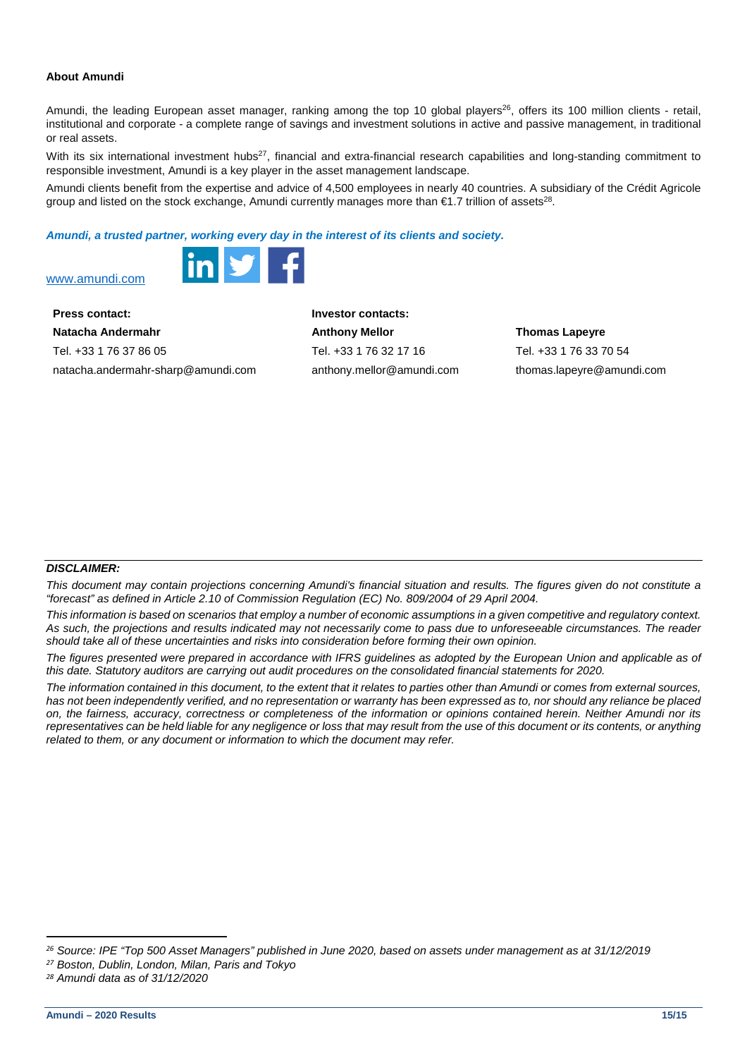**About Amundi**

Amundi, the leading European asset manager, ranking among the top 10 global players[26], offers its 100 million clients - retail, institutional and corporate - a complete range of savings and investment solutions in active and passive management, in traditional or real assets.

With its six international investment hubs[27], financial and extra-financial research capabilities and long-standing commitment to responsible investment, Amundi is a key player in the asset management landscape.

Amundi clients benefit from the expertise and advice of 4,500 employees in nearly 40 countries. A subsidiary of the Crédit Agricole group and listed on the stock exchange, Amundi currently manages more than €1.7 trillion of assets[28].

***Amundi, a trusted partner, working every day in the interest of its clients and society.***

www.amundi.com

**Press contact:**
**Natacha Andermahr**
Tel. +33 1 76 37 86 05
natacha.andermahr-sharp@amundi.com

**Investor contacts:**
**Anthony Mellor**
Tel. +33 1 76 32 17 16
anthony.mellor@amundi.com

**Thomas Lapeyre**
Tel. +33 1 76 33 70 54
thomas.lapeyre@amundi.com

***DISCLAIMER:***

*This document may contain projections concerning Amundi's financial situation and results. The figures given do not constitute a "forecast" as defined in Article 2.10 of Commission Regulation (EC) No. 809/2004 of 29 April 2004.*

*This information is based on scenarios that employ a number of economic assumptions in a given competitive and regulatory context. As such, the projections and results indicated may not necessarily come to pass due to unforeseeable circumstances. The reader should take all of these uncertainties and risks into consideration before forming their own opinion.*

*The figures presented were prepared in accordance with IFRS guidelines as adopted by the European Union and applicable as of this date. Statutory auditors are carrying out audit procedures on the consolidated financial statements for 2020.*

*The information contained in this document, to the extent that it relates to parties other than Amundi or comes from external sources, has not been independently verified, and no representation or warranty has been expressed as to, nor should any reliance be placed on, the fairness, accuracy, correctness or completeness of the information or opinions contained herein. Neither Amundi nor its representatives can be held liable for any negligence or loss that may result from the use of this document or its contents, or anything related to them, or any document or information to which the document may refer.*

*[26] Source: IPE "Top 500 Asset Managers" published in June 2020, based on assets under management as at 31/12/2019*

*[27] Boston, Dublin, London, Milan, Paris and Tokyo*

*[28] Amundi data as of 31/12/2020*